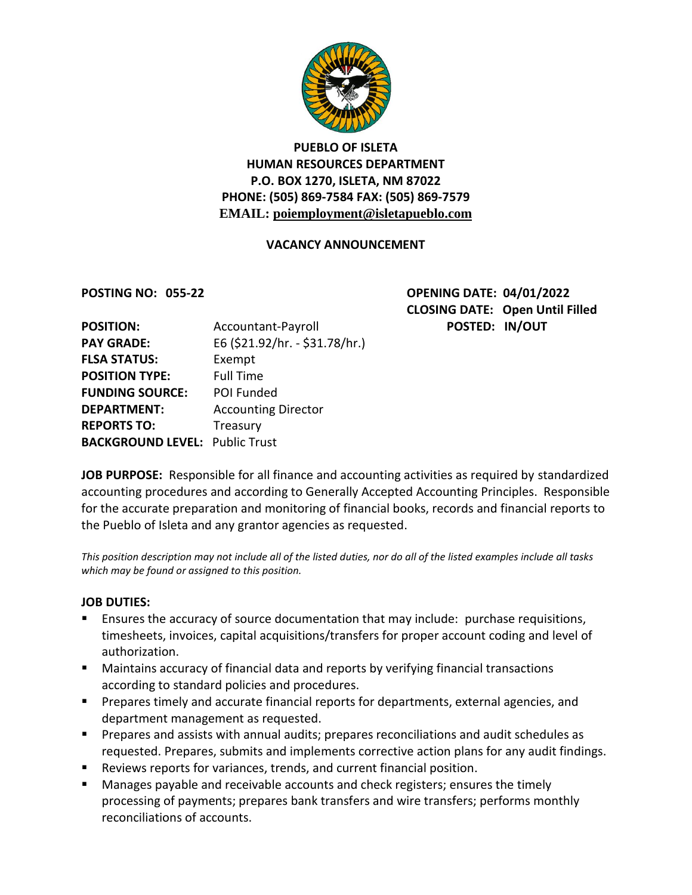**PUEBLO OF ISLETA**
**HUMAN RESOURCES DEPARTMENT**
**P.O. BOX 1270, ISLETA, NM 87022**
**PHONE: (505) 869-7584 FAX: (505) 869-7579**
**EMAIL: poiemployment@isletapueblo.com**

**VACANCY ANNOUNCEMENT**

**POSTING NO: 055-22**

**OPENING DATE: 04/01/2022**
**CLOSING DATE: Open Until Filled**
**POSTED: IN/OUT**

**POSITION:** Accountant-Payroll
**PAY GRADE:** E6 ($21.92/hr. - $31.78/hr.)
**FLSA STATUS:** Exempt
**POSITION TYPE:** Full Time
**FUNDING SOURCE:** POI Funded
**DEPARTMENT:** Accounting Director
**REPORTS TO:** Treasury
**BACKGROUND LEVEL:** Public Trust

**JOB PURPOSE:** Responsible for all finance and accounting activities as required by standardized accounting procedures and according to Generally Accepted Accounting Principles. Responsible for the accurate preparation and monitoring of financial books, records and financial reports to the Pueblo of Isleta and any grantor agencies as requested.

*This position description may not include all of the listed duties, nor do all of the listed examples include all tasks which may be found or assigned to this position.*

**JOB DUTIES:**

- Ensures the accuracy of source documentation that may include: purchase requisitions, timesheets, invoices, capital acquisitions/transfers for proper account coding and level of authorization.
- Maintains accuracy of financial data and reports by verifying financial transactions according to standard policies and procedures.
- Prepares timely and accurate financial reports for departments, external agencies, and department management as requested.
- Prepares and assists with annual audits; prepares reconciliations and audit schedules as requested. Prepares, submits and implements corrective action plans for any audit findings.
- Reviews reports for variances, trends, and current financial position.
- Manages payable and receivable accounts and check registers; ensures the timely processing of payments; prepares bank transfers and wire transfers; performs monthly reconciliations of accounts.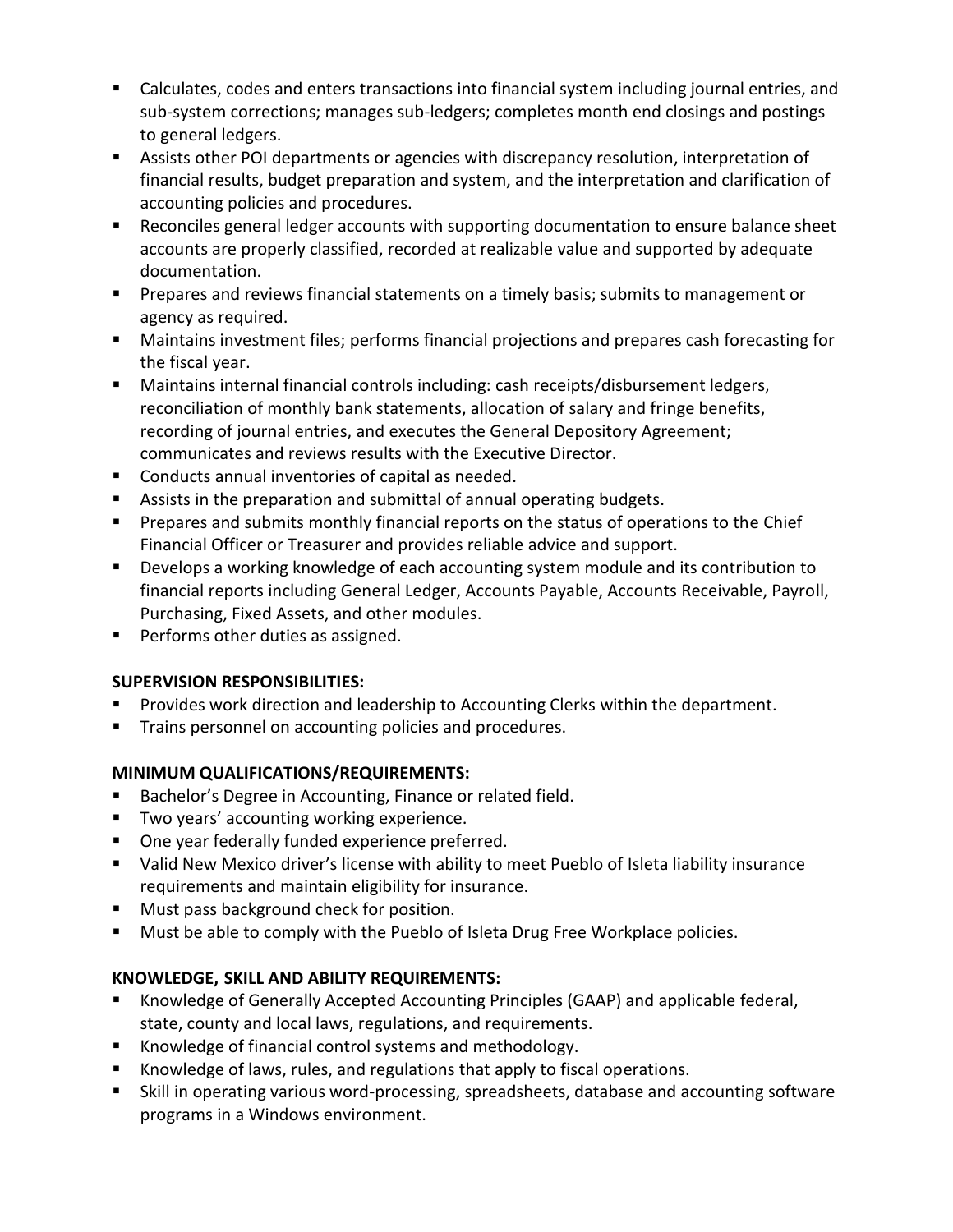- Calculates, codes and enters transactions into financial system including journal entries, and sub-system corrections; manages sub-ledgers; completes month end closings and postings to general ledgers.
- Assists other POI departments or agencies with discrepancy resolution, interpretation of financial results, budget preparation and system, and the interpretation and clarification of accounting policies and procedures.
- Reconciles general ledger accounts with supporting documentation to ensure balance sheet accounts are properly classified, recorded at realizable value and supported by adequate documentation.
- Prepares and reviews financial statements on a timely basis; submits to management or agency as required.
- Maintains investment files; performs financial projections and prepares cash forecasting for the fiscal year.
- Maintains internal financial controls including: cash receipts/disbursement ledgers, reconciliation of monthly bank statements, allocation of salary and fringe benefits, recording of journal entries, and executes the General Depository Agreement; communicates and reviews results with the Executive Director.
- Conducts annual inventories of capital as needed.
- Assists in the preparation and submittal of annual operating budgets.
- Prepares and submits monthly financial reports on the status of operations to the Chief Financial Officer or Treasurer and provides reliable advice and support.
- Develops a working knowledge of each accounting system module and its contribution to financial reports including General Ledger, Accounts Payable, Accounts Receivable, Payroll, Purchasing, Fixed Assets, and other modules.
- Performs other duties as assigned.

**SUPERVISION RESPONSIBILITIES:**

- Provides work direction and leadership to Accounting Clerks within the department.
- Trains personnel on accounting policies and procedures.

**MINIMUM QUALIFICATIONS/REQUIREMENTS:**

- Bachelor's Degree in Accounting, Finance or related field.
- Two years' accounting working experience.
- One year federally funded experience preferred.
- Valid New Mexico driver's license with ability to meet Pueblo of Isleta liability insurance requirements and maintain eligibility for insurance.
- Must pass background check for position.
- Must be able to comply with the Pueblo of Isleta Drug Free Workplace policies.

**KNOWLEDGE, SKILL AND ABILITY REQUIREMENTS:**

- Knowledge of Generally Accepted Accounting Principles (GAAP) and applicable federal, state, county and local laws, regulations, and requirements.
- Knowledge of financial control systems and methodology.
- Knowledge of laws, rules, and regulations that apply to fiscal operations.
- Skill in operating various word-processing, spreadsheets, database and accounting software programs in a Windows environment.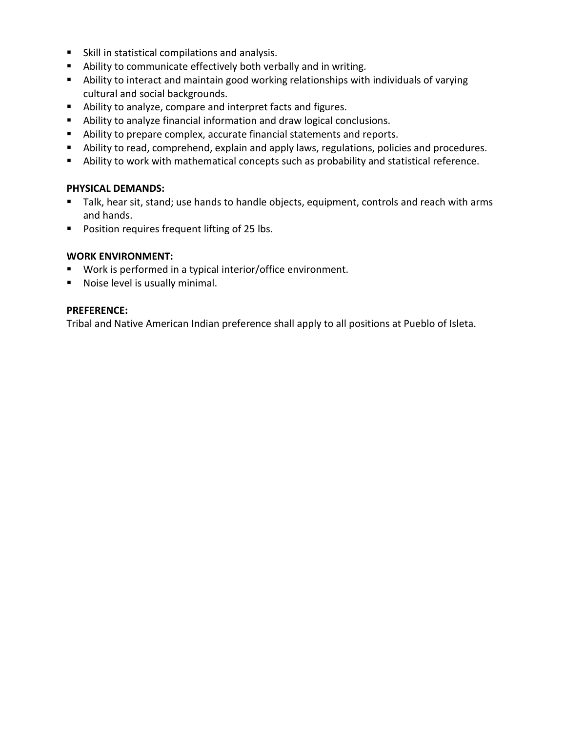- Skill in statistical compilations and analysis.
- Ability to communicate effectively both verbally and in writing.
- Ability to interact and maintain good working relationships with individuals of varying cultural and social backgrounds.
- Ability to analyze, compare and interpret facts and figures.
- Ability to analyze financial information and draw logical conclusions.
- Ability to prepare complex, accurate financial statements and reports.
- Ability to read, comprehend, explain and apply laws, regulations, policies and procedures.
- Ability to work with mathematical concepts such as probability and statistical reference.

**PHYSICAL DEMANDS:**

- Talk, hear sit, stand; use hands to handle objects, equipment, controls and reach with arms and hands.
- Position requires frequent lifting of 25 lbs.

**WORK ENVIRONMENT:**

- Work is performed in a typical interior/office environment.
- Noise level is usually minimal.

**PREFERENCE:**

Tribal and Native American Indian preference shall apply to all positions at Pueblo of Isleta.